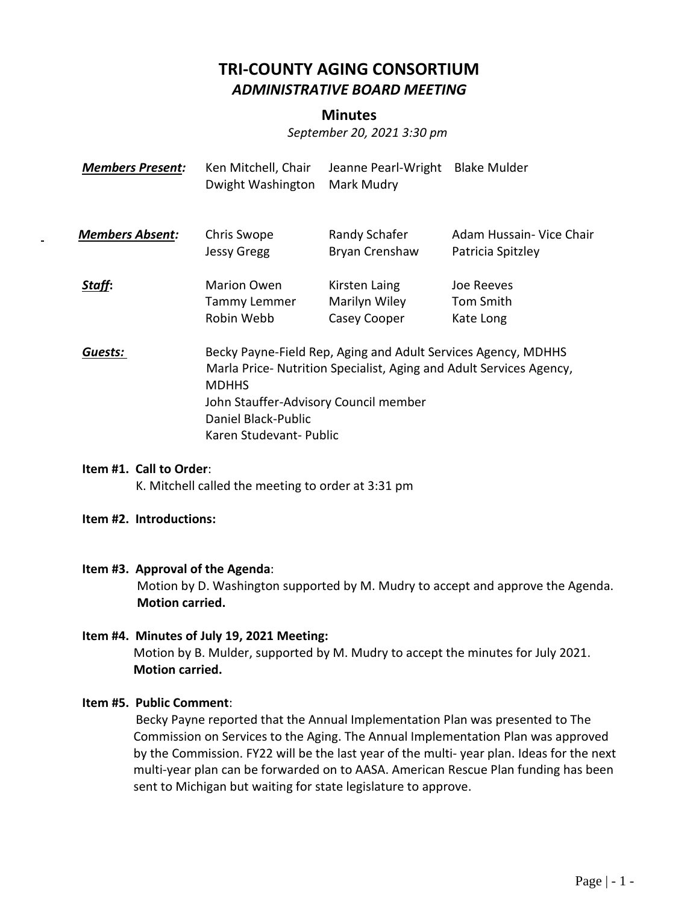# TRI-COUNTY AGING CONSORTIUM

## *ADMINISTRATIVE BOARD MEETING*

### Minutes

*September 20, 2021 3:30 pm*

| | | | |
|---|---|---|---|
| ***Members Present:*** | Ken Mitchell, Chair | Jeanne Pearl-Wright | Blake Mulder |
| | Dwight Washington | Mark Mudry | |
| ***Members Absent:*** | Chris Swope | Randy Schafer | Adam Hussain- Vice Chair |
| | Jessy Gregg | Bryan Crenshaw | Patricia Spitzley |
| ***Staff*:** | Marion Owen | Kirsten Laing | Joe Reeves |
| | Tammy Lemmer | Marilyn Wiley | Tom Smith |
| | Robin Webb | Casey Cooper | Kate Long |

***Guests:*** Becky Payne-Field Rep, Aging and Adult Services Agency, MDHHS
Marla Price- Nutrition Specialist, Aging and Adult Services Agency, MDHHS
John Stauffer-Advisory Council member
Daniel Black-Public
Karen Studevant- Public

**Item #1. Call to Order**:
K. Mitchell called the meeting to order at 3:31 pm

**Item #2. Introductions:**

**Item #3. Approval of the Agenda**:
Motion by D. Washington supported by M. Mudry to accept and approve the Agenda.
**Motion carried.**

**Item #4. Minutes of July 19, 2021 Meeting:**
Motion by B. Mulder, supported by M. Mudry to accept the minutes for July 2021.
**Motion carried.**

**Item #5. Public Comment**:
Becky Payne reported that the Annual Implementation Plan was presented to The Commission on Services to the Aging. The Annual Implementation Plan was approved by the Commission. FY22 will be the last year of the multi- year plan. Ideas for the next multi-year plan can be forwarded on to AASA. American Rescue Plan funding has been sent to Michigan but waiting for state legislature to approve.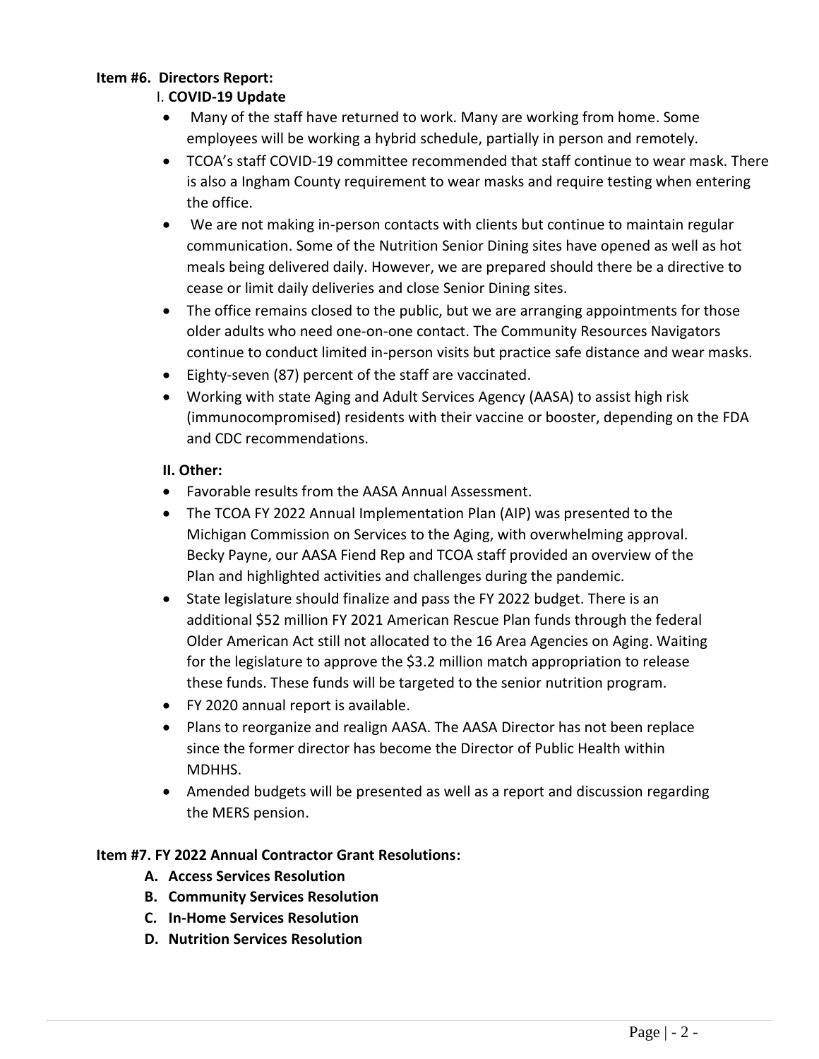**Item #6. Directors Report:**

I. **COVID-19 Update**

- Many of the staff have returned to work. Many are working from home. Some employees will be working a hybrid schedule, partially in person and remotely.
- TCOA's staff COVID-19 committee recommended that staff continue to wear mask. There is also a Ingham County requirement to wear masks and require testing when entering the office.
- We are not making in-person contacts with clients but continue to maintain regular communication. Some of the Nutrition Senior Dining sites have opened as well as hot meals being delivered daily. However, we are prepared should there be a directive to cease or limit daily deliveries and close Senior Dining sites.
- The office remains closed to the public, but we are arranging appointments for those older adults who need one-on-one contact. The Community Resources Navigators continue to conduct limited in-person visits but practice safe distance and wear masks.
- Eighty-seven (87) percent of the staff are vaccinated.
- Working with state Aging and Adult Services Agency (AASA) to assist high risk (immunocompromised) residents with their vaccine or booster, depending on the FDA and CDC recommendations.

**II. Other:**

- Favorable results from the AASA Annual Assessment.
- The TCOA FY 2022 Annual Implementation Plan (AIP) was presented to the Michigan Commission on Services to the Aging, with overwhelming approval. Becky Payne, our AASA Fiend Rep and TCOA staff provided an overview of the Plan and highlighted activities and challenges during the pandemic.
- State legislature should finalize and pass the FY 2022 budget. There is an additional $52 million FY 2021 American Rescue Plan funds through the federal Older American Act still not allocated to the 16 Area Agencies on Aging. Waiting for the legislature to approve the $3.2 million match appropriation to release these funds. These funds will be targeted to the senior nutrition program.
- FY 2020 annual report is available.
- Plans to reorganize and realign AASA. The AASA Director has not been replace since the former director has become the Director of Public Health within MDHHS.
- Amended budgets will be presented as well as a report and discussion regarding the MERS pension.

**Item #7. FY 2022 Annual Contractor Grant Resolutions:**

- **A. Access Services Resolution**
- **B. Community Services Resolution**
- **C. In-Home Services Resolution**
- **D. Nutrition Services Resolution**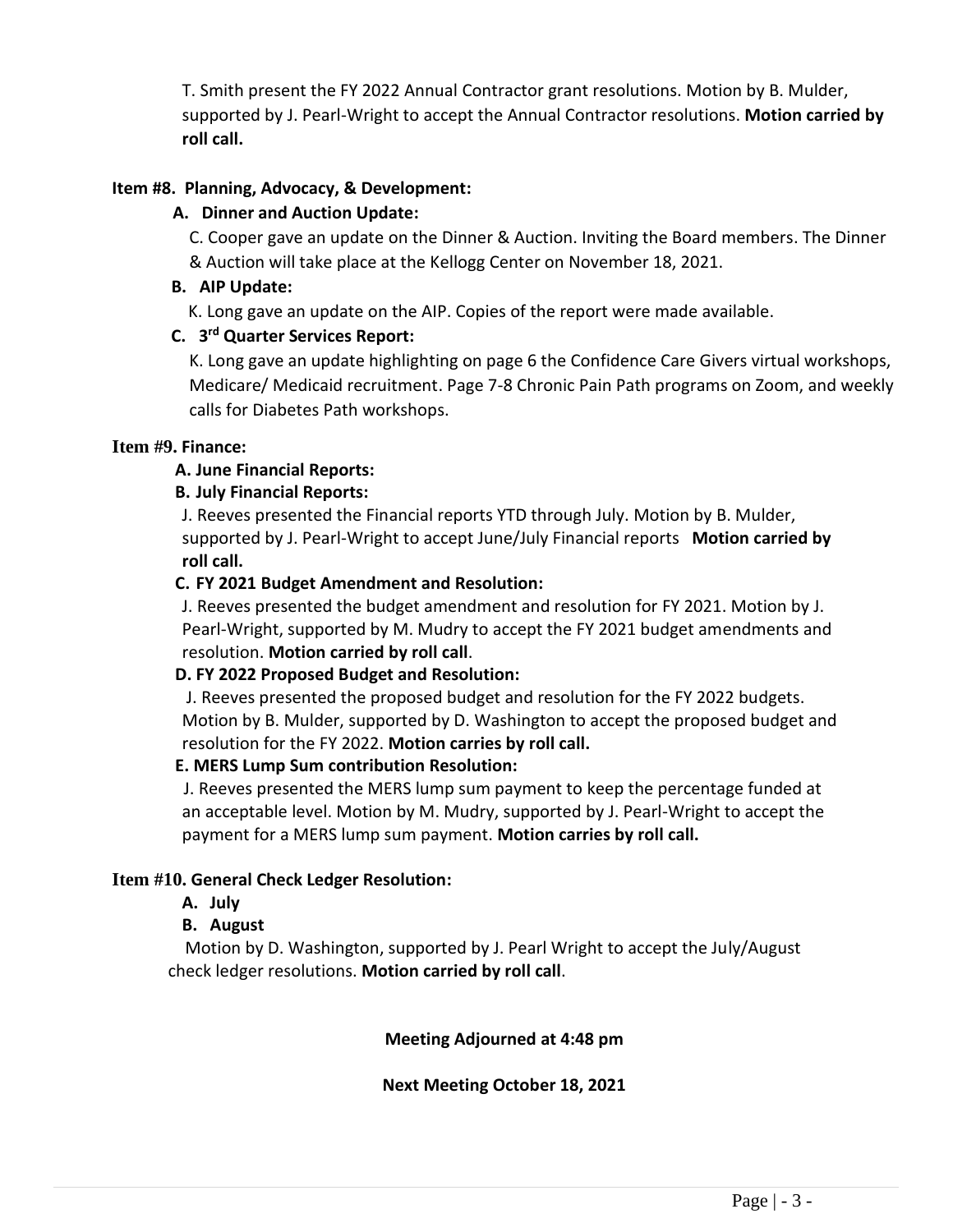T. Smith present the FY 2022 Annual Contractor grant resolutions. Motion by B. Mulder, supported by J. Pearl-Wright to accept the Annual Contractor resolutions. **Motion carried by roll call.**

**Item #8. Planning, Advocacy, & Development:**

**A. Dinner and Auction Update:**

C. Cooper gave an update on the Dinner & Auction. Inviting the Board members. The Dinner & Auction will take place at the Kellogg Center on November 18, 2021.

**B. AIP Update:**

K. Long gave an update on the AIP. Copies of the report were made available.

**C. 3rd Quarter Services Report:**

K. Long gave an update highlighting on page 6 the Confidence Care Givers virtual workshops, Medicare/ Medicaid recruitment. Page 7-8 Chronic Pain Path programs on Zoom, and weekly calls for Diabetes Path workshops.

**Item #9. Finance:**

**A. June Financial Reports:**

**B. July Financial Reports:**

J. Reeves presented the Financial reports YTD through July. Motion by B. Mulder, supported by J. Pearl-Wright to accept June/July Financial reports **Motion carried by roll call.**

**C. FY 2021 Budget Amendment and Resolution:**

J. Reeves presented the budget amendment and resolution for FY 2021. Motion by J. Pearl-Wright, supported by M. Mudry to accept the FY 2021 budget amendments and resolution. **Motion carried by roll call**.

**D. FY 2022 Proposed Budget and Resolution:**

J. Reeves presented the proposed budget and resolution for the FY 2022 budgets. Motion by B. Mulder, supported by D. Washington to accept the proposed budget and resolution for the FY 2022. **Motion carries by roll call.**

**E. MERS Lump Sum contribution Resolution:**

J. Reeves presented the MERS lump sum payment to keep the percentage funded at an acceptable level. Motion by M. Mudry, supported by J. Pearl-Wright to accept the payment for a MERS lump sum payment. **Motion carries by roll call.**

**Item #10. General Check Ledger Resolution:**

**A. July**

**B. August**

Motion by D. Washington, supported by J. Pearl Wright to accept the July/August check ledger resolutions. **Motion carried by roll call**.

**Meeting Adjourned at 4:48 pm**

**Next Meeting October 18, 2021**